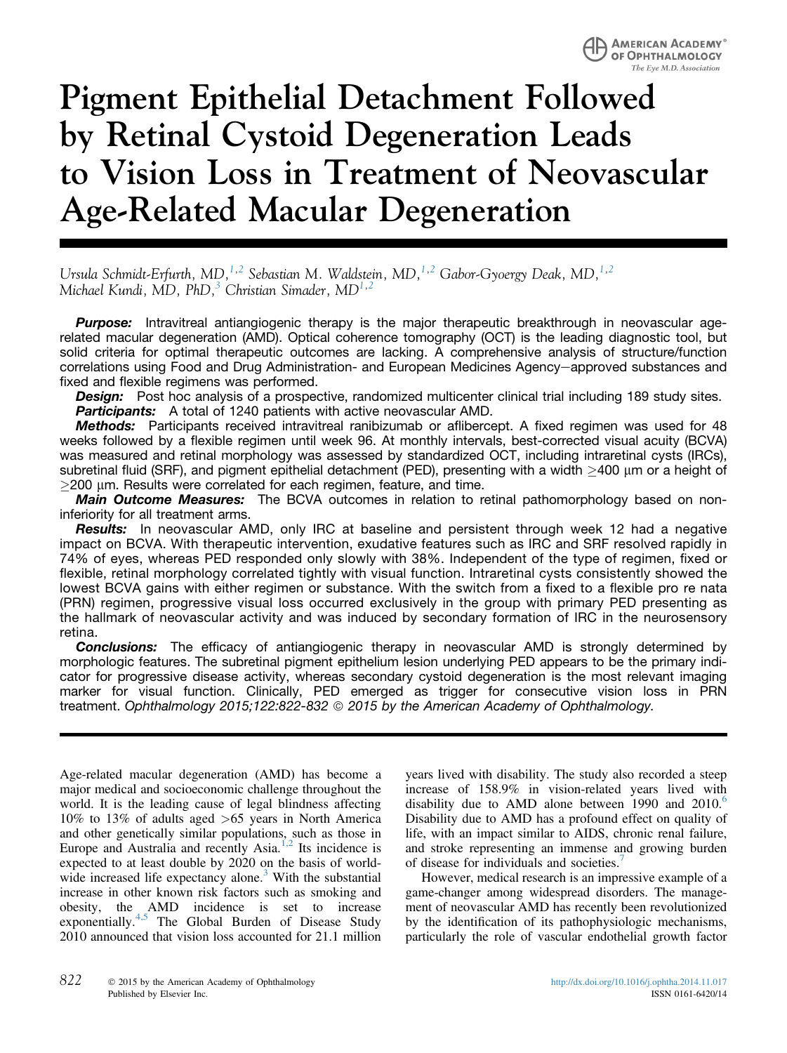# Pigment Epithelial Detachment Followed by Retinal Cystoid Degeneration Leads to Vision Loss in Treatment of Neovascular Age-Related Macular Degeneration

*Ursula Schmidt-Erfurth, MD,*[1,2] *Sebastian M. Waldstein, MD,*[1,2] *Gabor-Gyoergy Deak, MD,*[1,2] *Michael Kundi, MD, PhD,*[3] *Christian Simader, MD*[1,2]

***Purpose:*** Intravitreal antiangiogenic therapy is the major therapeutic breakthrough in neovascular age-related macular degeneration (AMD). Optical coherence tomography (OCT) is the leading diagnostic tool, but solid criteria for optimal therapeutic outcomes are lacking. A comprehensive analysis of structure/function correlations using Food and Drug Administration- and European Medicines Agency−approved substances and fixed and flexible regimens was performed.

***Design:*** Post hoc analysis of a prospective, randomized multicenter clinical trial including 189 study sites.

***Participants:*** A total of 1240 patients with active neovascular AMD.

***Methods:*** Participants received intravitreal ranibizumab or aflibercept. A fixed regimen was used for 48 weeks followed by a flexible regimen until week 96. At monthly intervals, best-corrected visual acuity (BCVA) was measured and retinal morphology was assessed by standardized OCT, including intraretinal cysts (IRCs), subretinal fluid (SRF), and pigment epithelial detachment (PED), presenting with a width $\geq$400 μm or a height of $\geq$200 μm. Results were correlated for each regimen, feature, and time.

***Main Outcome Measures:*** The BCVA outcomes in relation to retinal pathomorphology based on non-inferiority for all treatment arms.

***Results:*** In neovascular AMD, only IRC at baseline and persistent through week 12 had a negative impact on BCVA. With therapeutic intervention, exudative features such as IRC and SRF resolved rapidly in 74% of eyes, whereas PED responded only slowly with 38%. Independent of the type of regimen, fixed or flexible, retinal morphology correlated tightly with visual function. Intraretinal cysts consistently showed the lowest BCVA gains with either regimen or substance. With the switch from a fixed to a flexible pro re nata (PRN) regimen, progressive visual loss occurred exclusively in the group with primary PED presenting as the hallmark of neovascular activity and was induced by secondary formation of IRC in the neurosensory retina.

***Conclusions:*** The efficacy of antiangiogenic therapy in neovascular AMD is strongly determined by morphologic features. The subretinal pigment epithelium lesion underlying PED appears to be the primary indicator for progressive disease activity, whereas secondary cystoid degeneration is the most relevant imaging marker for visual function. Clinically, PED emerged as trigger for consecutive vision loss in PRN treatment. *Ophthalmology 2015;122:822-832* © 2015 by the American Academy of Ophthalmology.

Age-related macular degeneration (AMD) has become a major medical and socioeconomic challenge throughout the world. It is the leading cause of legal blindness affecting 10% to 13% of adults aged >65 years in North America and other genetically similar populations, such as those in Europe and Australia and recently Asia.[1,2] Its incidence is expected to at least double by 2020 on the basis of worldwide increased life expectancy alone.[3] With the substantial increase in other known risk factors such as smoking and obesity, the AMD incidence is set to increase exponentially.[4,5] The Global Burden of Disease Study 2010 announced that vision loss accounted for 21.1 million years lived with disability. The study also recorded a steep increase of 158.9% in vision-related years lived with disability due to AMD alone between 1990 and 2010.[6] Disability due to AMD has a profound effect on quality of life, with an impact similar to AIDS, chronic renal failure, and stroke representing an immense and growing burden of disease for individuals and societies.[7]

However, medical research is an impressive example of a game-changer among widespread disorders. The management of neovascular AMD has recently been revolutionized by the identification of its pathophysiologic mechanisms, particularly the role of vascular endothelial growth factor

© 2015 by the American Academy of Ophthalmology
Published by Elsevier Inc.

http://dx.doi.org/10.1016/j.ophtha.2014.11.017
ISSN 0161-6420/14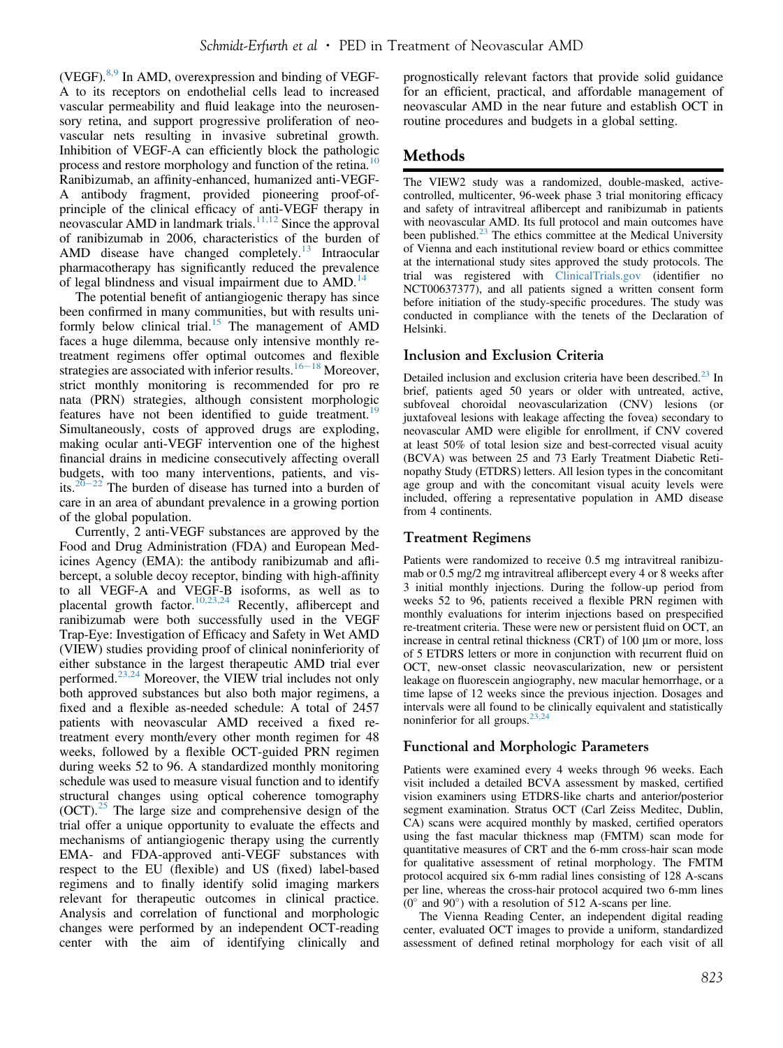(VEGF).[8,9] In AMD, overexpression and binding of VEGF-A to its receptors on endothelial cells lead to increased vascular permeability and fluid leakage into the neurosensory retina, and support progressive proliferation of neovascular nets resulting in invasive subretinal growth. Inhibition of VEGF-A can efficiently block the pathologic process and restore morphology and function of the retina.[10] Ranibizumab, an affinity-enhanced, humanized anti-VEGF-A antibody fragment, provided pioneering proof-of-principle of the clinical efficacy of anti-VEGF therapy in neovascular AMD in landmark trials.[11,12] Since the approval of ranibizumab in 2006, characteristics of the burden of AMD disease have changed completely.[13] Intraocular pharmacotherapy has significantly reduced the prevalence of legal blindness and visual impairment due to AMD.[14]

The potential benefit of antiangiogenic therapy has since been confirmed in many communities, but with results uniformly below clinical trial.[15] The management of AMD faces a huge dilemma, because only intensive monthly retreatment regimens offer optimal outcomes and flexible strategies are associated with inferior results.[16–18] Moreover, strict monthly monitoring is recommended for pro re nata (PRN) strategies, although consistent morphologic features have not been identified to guide treatment.[19] Simultaneously, costs of approved drugs are exploding, making ocular anti-VEGF intervention one of the highest financial drains in medicine consecutively affecting overall budgets, with too many interventions, patients, and visits.[20–22] The burden of disease has turned into a burden of care in an area of abundant prevalence in a growing portion of the global population.

Currently, 2 anti-VEGF substances are approved by the Food and Drug Administration (FDA) and European Medicines Agency (EMA): the antibody ranibizumab and aflibercept, a soluble decoy receptor, binding with high-affinity to all VEGF-A and VEGF-B isoforms, as well as to placental growth factor.[10,23,24] Recently, aflibercept and ranibizumab were both successfully used in the VEGF Trap-Eye: Investigation of Efficacy and Safety in Wet AMD (VIEW) studies providing proof of clinical noninferiority of either substance in the largest therapeutic AMD trial ever performed.[23,24] Moreover, the VIEW trial includes not only both approved substances but also both major regimens, a fixed and a flexible as-needed schedule: A total of 2457 patients with neovascular AMD received a fixed retreatment every month/every other month regimen for 48 weeks, followed by a flexible OCT-guided PRN regimen during weeks 52 to 96. A standardized monthly monitoring schedule was used to measure visual function and to identify structural changes using optical coherence tomography (OCT).[25] The large size and comprehensive design of the trial offer a unique opportunity to evaluate the effects and mechanisms of antiangiogenic therapy using the currently EMA- and FDA-approved anti-VEGF substances with respect to the EU (flexible) and US (fixed) label-based regimens and to finally identify solid imaging markers relevant for therapeutic outcomes in clinical practice. Analysis and correlation of functional and morphologic changes were performed by an independent OCT-reading center with the aim of identifying clinically and prognostically relevant factors that provide solid guidance for an efficient, practical, and affordable management of neovascular AMD in the near future and establish OCT in routine procedures and budgets in a global setting.

## Methods

The VIEW2 study was a randomized, double-masked, active-controlled, multicenter, 96-week phase 3 trial monitoring efficacy and safety of intravitreal aflibercept and ranibizumab in patients with neovascular AMD. Its full protocol and main outcomes have been published.[23] The ethics committee at the Medical University of Vienna and each institutional review board or ethics committee at the international study sites approved the study protocols. The trial was registered with ClinicalTrials.gov (identifier no NCT00637377), and all patients signed a written consent form before initiation of the study-specific procedures. The study was conducted in compliance with the tenets of the Declaration of Helsinki.

### Inclusion and Exclusion Criteria

Detailed inclusion and exclusion criteria have been described.[23] In brief, patients aged 50 years or older with untreated, active, subfoveal choroidal neovascularization (CNV) lesions (or juxtafoveal lesions with leakage affecting the fovea) secondary to neovascular AMD were eligible for enrollment, if CNV covered at least 50% of total lesion size and best-corrected visual acuity (BCVA) was between 25 and 73 Early Treatment Diabetic Retinopathy Study (ETDRS) letters. All lesion types in the concomitant age group and with the concomitant visual acuity levels were included, offering a representative population in AMD disease from 4 continents.

### Treatment Regimens

Patients were randomized to receive 0.5 mg intravitreal ranibizumab or 0.5 mg/2 mg intravitreal aflibercept every 4 or 8 weeks after 3 initial monthly injections. During the follow-up period from weeks 52 to 96, patients received a flexible PRN regimen with monthly evaluations for interim injections based on prespecified re-treatment criteria. These were new or persistent fluid on OCT, an increase in central retinal thickness (CRT) of 100 μm or more, loss of 5 ETDRS letters or more in conjunction with recurrent fluid on OCT, new-onset classic neovascularization, new or persistent leakage on fluorescein angiography, new macular hemorrhage, or a time lapse of 12 weeks since the previous injection. Dosages and intervals were all found to be clinically equivalent and statistically noninferior for all groups.[23,24]

### Functional and Morphologic Parameters

Patients were examined every 4 weeks through 96 weeks. Each visit included a detailed BCVA assessment by masked, certified vision examiners using ETDRS-like charts and anterior/posterior segment examination. Stratus OCT (Carl Zeiss Meditec, Dublin, CA) scans were acquired monthly by masked, certified operators using the fast macular thickness map (FMTM) scan mode for quantitative measures of CRT and the 6-mm cross-hair scan mode for qualitative assessment of retinal morphology. The FMTM protocol acquired six 6-mm radial lines consisting of 128 A-scans per line, whereas the cross-hair protocol acquired two 6-mm lines ($0^\circ$ and $90^\circ$) with a resolution of 512 A-scans per line.

The Vienna Reading Center, an independent digital reading center, evaluated OCT images to provide a uniform, standardized assessment of defined retinal morphology for each visit of all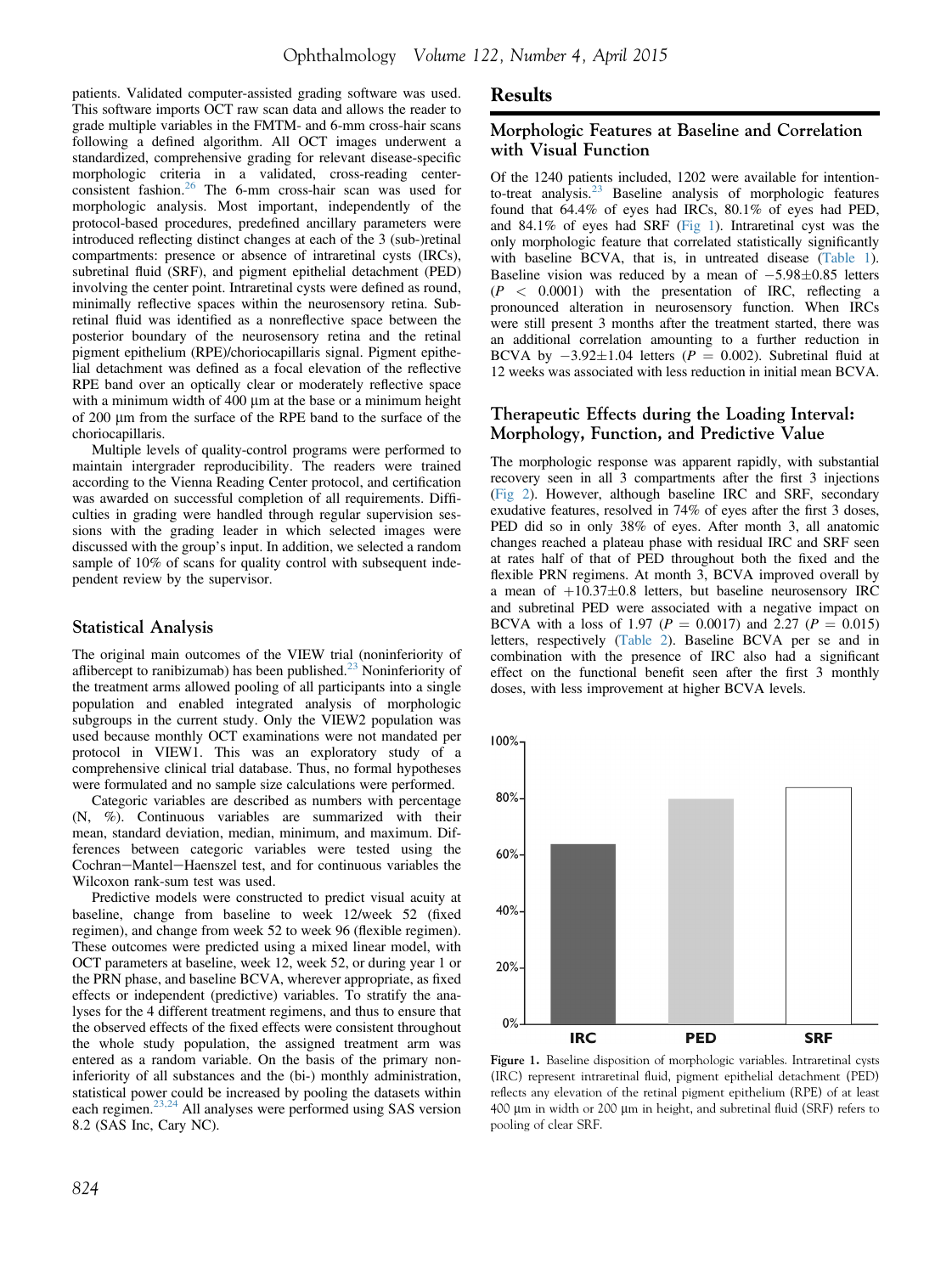patients. Validated computer-assisted grading software was used. This software imports OCT raw scan data and allows the reader to grade multiple variables in the FMTM- and 6-mm cross-hair scans following a defined algorithm. All OCT images underwent a standardized, comprehensive grading for relevant disease-specific morphologic criteria in a validated, cross-reading center-consistent fashion.[26] The 6-mm cross-hair scan was used for morphologic analysis. Most important, independently of the protocol-based procedures, predefined ancillary parameters were introduced reflecting distinct changes at each of the 3 (sub-)retinal compartments: presence or absence of intraretinal cysts (IRCs), subretinal fluid (SRF), and pigment epithelial detachment (PED) involving the center point. Intraretinal cysts were defined as round, minimally reflective spaces within the neurosensory retina. Subretinal fluid was identified as a nonreflective space between the posterior boundary of the neurosensory retina and the retinal pigment epithelium (RPE)/choriocapillaris signal. Pigment epithelial detachment was defined as a focal elevation of the reflective RPE band over an optically clear or moderately reflective space with a minimum width of 400 μm at the base or a minimum height of 200 μm from the surface of the RPE band to the surface of the choriocapillaris.

Multiple levels of quality-control programs were performed to maintain intergrader reproducibility. The readers were trained according to the Vienna Reading Center protocol, and certification was awarded on successful completion of all requirements. Difficulties in grading were handled through regular supervision sessions with the grading leader in which selected images were discussed with the group's input. In addition, we selected a random sample of 10% of scans for quality control with subsequent independent review by the supervisor.

## Statistical Analysis

The original main outcomes of the VIEW trial (noninferiority of aflibercept to ranibizumab) has been published.[23] Noninferiority of the treatment arms allowed pooling of all participants into a single population and enabled integrated analysis of morphologic subgroups in the current study. Only the VIEW2 population was used because monthly OCT examinations were not mandated per protocol in VIEW1. This was an exploratory study of a comprehensive clinical trial database. Thus, no formal hypotheses were formulated and no sample size calculations were performed.

Categoric variables are described as numbers with percentage (N, %). Continuous variables are summarized with their mean, standard deviation, median, minimum, and maximum. Differences between categoric variables were tested using the Cochran–Mantel–Haenszel test, and for continuous variables the Wilcoxon rank-sum test was used.

Predictive models were constructed to predict visual acuity at baseline, change from baseline to week 12/week 52 (fixed regimen), and change from week 52 to week 96 (flexible regimen). These outcomes were predicted using a mixed linear model, with OCT parameters at baseline, week 12, week 52, or during year 1 or the PRN phase, and baseline BCVA, wherever appropriate, as fixed effects or independent (predictive) variables. To stratify the analyses for the 4 different treatment regimens, and thus to ensure that the observed effects of the fixed effects were consistent throughout the whole study population, the assigned treatment arm was entered as a random variable. On the basis of the primary noninferiority of all substances and the (bi-) monthly administration, statistical power could be increased by pooling the datasets within each regimen.[23,24] All analyses were performed using SAS version 8.2 (SAS Inc, Cary NC).

# Results

## Morphologic Features at Baseline and Correlation with Visual Function

Of the 1240 patients included, 1202 were available for intention-to-treat analysis.[23] Baseline analysis of morphologic features found that 64.4% of eyes had IRCs, 80.1% of eyes had PED, and 84.1% of eyes had SRF (Fig 1). Intraretinal cyst was the only morphologic feature that correlated statistically significantly with baseline BCVA, that is, in untreated disease (Table 1). Baseline vision was reduced by a mean of $-5.98\pm0.85$ letters ($P < 0.0001$) with the presentation of IRC, reflecting a pronounced alteration in neurosensory function. When IRCs were still present 3 months after the treatment started, there was an additional correlation amounting to a further reduction in BCVA by $-3.92\pm1.04$ letters ($P = 0.002$). Subretinal fluid at 12 weeks was associated with less reduction in initial mean BCVA.

## Therapeutic Effects during the Loading Interval: Morphology, Function, and Predictive Value

The morphologic response was apparent rapidly, with substantial recovery seen in all 3 compartments after the first 3 injections (Fig 2). However, although baseline IRC and SRF, secondary exudative features, resolved in 74% of eyes after the first 3 doses, PED did so in only 38% of eyes. After month 3, all anatomic changes reached a plateau phase with residual IRC and SRF seen at rates half of that of PED throughout both the fixed and the flexible PRN regimens. At month 3, BCVA improved overall by a mean of $+10.37\pm0.8$ letters, but baseline neurosensory IRC and subretinal PED were associated with a negative impact on BCVA with a loss of 1.97 ($P = 0.0017$) and 2.27 ($P = 0.015$) letters, respectively (Table 2). Baseline BCVA per se and in combination with the presence of IRC also had a significant effect on the functional benefit seen after the first 3 monthly doses, with less improvement at higher BCVA levels.

100%
80%
60%
40%
20%
0%
IRC
PED
SRF

Figure 1. Baseline disposition of morphologic variables. Intraretinal cysts (IRC) represent intraretinal fluid, pigment epithelial detachment (PED) reflects any elevation of the retinal pigment epithelium (RPE) of at least 400 μm in width or 200 μm in height, and subretinal fluid (SRF) refers to pooling of clear SRF.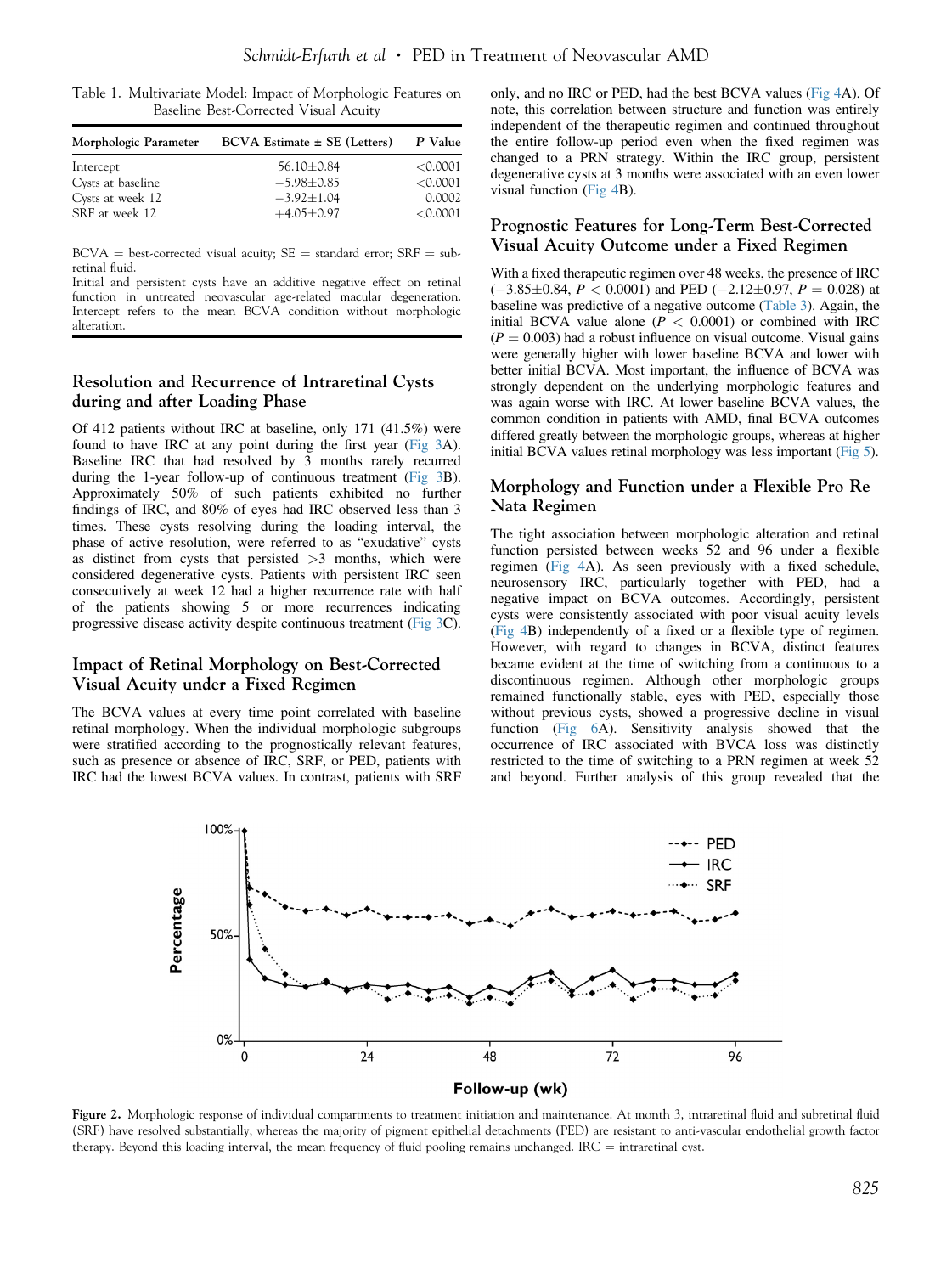Table 1. Multivariate Model: Impact of Morphologic Features on Baseline Best-Corrected Visual Acuity

| Morphologic Parameter | BCVA Estimate ± SE (Letters) | *P* Value |
|---|---|---|
| Intercept | 56.10±0.84 | <0.0001 |
| Cysts at baseline | −5.98±0.85 | <0.0001 |
| Cysts at week 12 | −3.92±1.04 | 0.0002 |
| SRF at week 12 | +4.05±0.97 | <0.0001 |

BCVA = best-corrected visual acuity; SE = standard error; SRF = subretinal fluid.
Initial and persistent cysts have an additive negative effect on retinal function in untreated neovascular age-related macular degeneration. Intercept refers to the mean BCVA condition without morphologic alteration.

## Resolution and Recurrence of Intraretinal Cysts during and after Loading Phase

Of 412 patients without IRC at baseline, only 171 (41.5%) were found to have IRC at any point during the first year (Fig 3A). Baseline IRC that had resolved by 3 months rarely recurred during the 1-year follow-up of continuous treatment (Fig 3B). Approximately 50% of such patients exhibited no further findings of IRC, and 80% of eyes had IRC observed less than 3 times. These cysts resolving during the loading interval, the phase of active resolution, were referred to as "exudative" cysts as distinct from cysts that persisted >3 months, which were considered degenerative cysts. Patients with persistent IRC seen consecutively at week 12 had a higher recurrence rate with half of the patients showing 5 or more recurrences indicating progressive disease activity despite continuous treatment (Fig 3C).

## Impact of Retinal Morphology on Best-Corrected Visual Acuity under a Fixed Regimen

The BCVA values at every time point correlated with baseline retinal morphology. When the individual morphologic subgroups were stratified according to the prognostically relevant features, such as presence or absence of IRC, SRF, or PED, patients with IRC had the lowest BCVA values. In contrast, patients with SRF only, and no IRC or PED, had the best BCVA values (Fig 4A). Of note, this correlation between structure and function was entirely independent of the therapeutic regimen and continued throughout the entire follow-up period even when the fixed regimen was changed to a PRN strategy. Within the IRC group, persistent degenerative cysts at 3 months were associated with an even lower visual function (Fig 4B).

## Prognostic Features for Long-Term Best-Corrected Visual Acuity Outcome under a Fixed Regimen

With a fixed therapeutic regimen over 48 weeks, the presence of IRC (−3.85±0.84, $P < 0.0001$) and PED (−2.12±0.97, $P = 0.028$) at baseline was predictive of a negative outcome (Table 3). Again, the initial BCVA value alone ($P < 0.0001$) or combined with IRC ($P = 0.003$) had a robust influence on visual outcome. Visual gains were generally higher with lower baseline BCVA and lower with better initial BCVA. Most important, the influence of BCVA was strongly dependent on the underlying morphologic features and was again worse with IRC. At lower baseline BCVA values, the common condition in patients with AMD, final BCVA outcomes differed greatly between the morphologic groups, whereas at higher initial BCVA values retinal morphology was less important (Fig 5).

## Morphology and Function under a Flexible Pro Re Nata Regimen

The tight association between morphologic alteration and retinal function persisted between weeks 52 and 96 under a flexible regimen (Fig 4A). As seen previously with a fixed schedule, neurosensory IRC, particularly together with PED, had a negative impact on BCVA outcomes. Accordingly, persistent cysts were consistently associated with poor visual acuity levels (Fig 4B) independently of a fixed or a flexible type of regimen. However, with regard to changes in BCVA, distinct features became evident at the time of switching from a continuous to a discontinuous regimen. Although other morphologic groups remained functionally stable, eyes with PED, especially those without previous cysts, showed a progressive decline in visual function (Fig 6A). Sensitivity analysis showed that the occurrence of IRC associated with BVCA loss was distinctly restricted to the time of switching to a PRN regimen at week 52 and beyond. Further analysis of this group revealed that the

100%
50%
0%
Percentage
0
24
48
72
96
Follow-up (wk)
PED
IRC
SRF

Figure 2. Morphologic response of individual compartments to treatment initiation and maintenance. At month 3, intraretinal fluid and subretinal fluid (SRF) have resolved substantially, whereas the majority of pigment epithelial detachments (PED) are resistant to anti-vascular endothelial growth factor therapy. Beyond this loading interval, the mean frequency of fluid pooling remains unchanged. IRC = intraretinal cyst.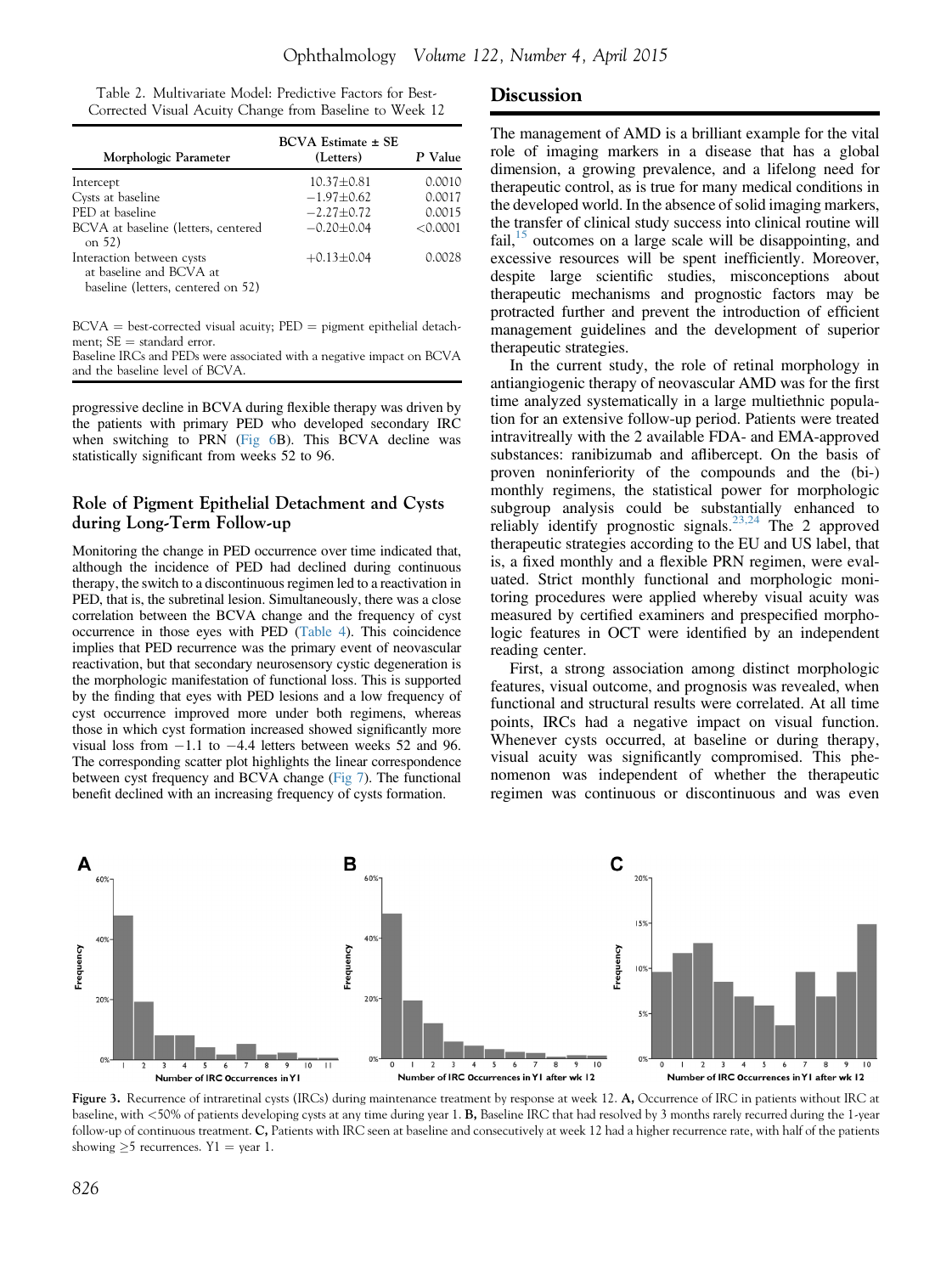Table 2. Multivariate Model: Predictive Factors for Best-Corrected Visual Acuity Change from Baseline to Week 12

| Morphologic Parameter | BCVA Estimate ± SE (Letters) | P Value |
|---|---|---|
| Intercept | 10.37±0.81 | 0.0010 |
| Cysts at baseline | −1.97±0.62 | 0.0017 |
| PED at baseline | −2.27±0.72 | 0.0015 |
| BCVA at baseline (letters, centered on 52) | −0.20±0.04 | <0.0001 |
| Interaction between cysts at baseline and BCVA at baseline (letters, centered on 52) | +0.13±0.04 | 0.0028 |

BCVA = best-corrected visual acuity; PED = pigment epithelial detachment; SE = standard error.
Baseline IRCs and PEDs were associated with a negative impact on BCVA and the baseline level of BCVA.

progressive decline in BCVA during flexible therapy was driven by the patients with primary PED who developed secondary IRC when switching to PRN (Fig 6B). This BCVA decline was statistically significant from weeks 52 to 96.

### Role of Pigment Epithelial Detachment and Cysts during Long-Term Follow-up

Monitoring the change in PED occurrence over time indicated that, although the incidence of PED had declined during continuous therapy, the switch to a discontinuous regimen led to a reactivation in PED, that is, the subretinal lesion. Simultaneously, there was a close correlation between the BCVA change and the frequency of cyst occurrence in those eyes with PED (Table 4). This coincidence implies that PED recurrence was the primary event of neovascular reactivation, but that secondary neurosensory cystic degeneration is the morphologic manifestation of functional loss. This is supported by the finding that eyes with PED lesions and a low frequency of cyst occurrence improved more under both regimens, whereas those in which cyst formation increased showed significantly more visual loss from −1.1 to −4.4 letters between weeks 52 and 96. The corresponding scatter plot highlights the linear correspondence between cyst frequency and BCVA change (Fig 7). The functional benefit declined with an increasing frequency of cysts formation.

## Discussion

The management of AMD is a brilliant example for the vital role of imaging markers in a disease that has a global dimension, a growing prevalence, and a lifelong need for therapeutic control, as is true for many medical conditions in the developed world. In the absence of solid imaging markers, the transfer of clinical study success into clinical routine will fail,[15] outcomes on a large scale will be disappointing, and excessive resources will be spent inefficiently. Moreover, despite large scientific studies, misconceptions about therapeutic mechanisms and prognostic factors may be protracted further and prevent the introduction of efficient management guidelines and the development of superior therapeutic strategies.

In the current study, the role of retinal morphology in antiangiogenic therapy of neovascular AMD was for the first time analyzed systematically in a large multiethnic population for an extensive follow-up period. Patients were treated intravitreally with the 2 available FDA- and EMA-approved substances: ranibizumab and aflibercept. On the basis of proven noninferiority of the compounds and the (bi-) monthly regimens, the statistical power for morphologic subgroup analysis could be substantially enhanced to reliably identify prognostic signals.[23,24] The 2 approved therapeutic strategies according to the EU and US label, that is, a fixed monthly and a flexible PRN regimen, were evaluated. Strict monthly functional and morphologic monitoring procedures were applied whereby visual acuity was measured by certified examiners and prespecified morphologic features in OCT were identified by an independent reading center.

First, a strong association among distinct morphologic features, visual outcome, and prognosis was revealed, when functional and structural results were correlated. At all time points, IRCs had a negative impact on visual function. Whenever cysts occurred, at baseline or during therapy, visual acuity was significantly compromised. This phenomenon was independent of whether the therapeutic regimen was continuous or discontinuous and was even

A
Frequency
60%
40%
20%
0%
1 2 3 4 5 6 7 8 9 10 11
Number of IRC Occurrences in Y1

B
Frequency
60%
40%
20%
0%
0 1 2 3 4 5 6 7 8 9 10
Number of IRC Occurrences in Y1 after wk 12

C
Frequency
20%
15%
10%
5%
0%
0 1 2 3 4 5 6 7 8 9 10
Number of IRC Occurrences in Y1 after wk 12

Figure 3. Recurrence of intraretinal cysts (IRCs) during maintenance treatment by response at week 12. A, Occurrence of IRC in patients without IRC at baseline, with <50% of patients developing cysts at any time during year 1. B, Baseline IRC that had resolved by 3 months rarely recurred during the 1-year follow-up of continuous treatment. C, Patients with IRC seen at baseline and consecutively at week 12 had a higher recurrence rate, with half of the patients showing ≥5 recurrences. Y1 = year 1.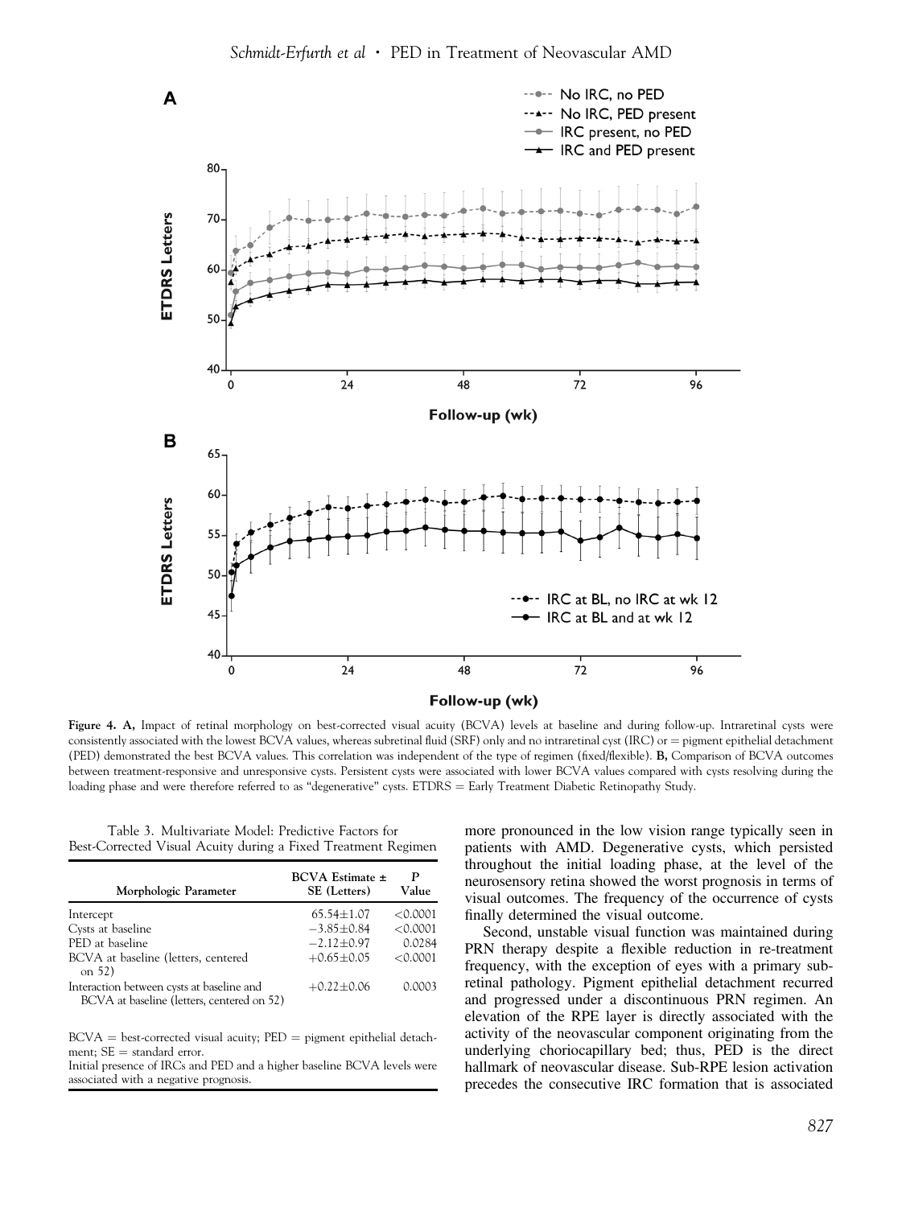A

--●-- No IRC, no PED
--▲-- No IRC, PED present
—●— IRC present, no PED
—▲— IRC and PED present

ETDRS Letters

80
70
60
50
40

0 24 48 72 96

Follow-up (wk)

B

ETDRS Letters

65
60
55
50
45
40

--●-- IRC at BL, no IRC at wk 12
—●— IRC at BL and at wk 12

0 24 48 72 96

Follow-up (wk)

**Figure 4. A,** Impact of retinal morphology on best-corrected visual acuity (BCVA) levels at baseline and during follow-up. Intraretinal cysts were consistently associated with the lowest BCVA values, whereas subretinal fluid (SRF) only and no intraretinal cyst (IRC) or = pigment epithelial detachment (PED) demonstrated the best BCVA values. This correlation was independent of the type of regimen (fixed/flexible). **B,** Comparison of BCVA outcomes between treatment-responsive and unresponsive cysts. Persistent cysts were associated with lower BCVA values compared with cysts resolving during the loading phase and were therefore referred to as "degenerative" cysts. ETDRS = Early Treatment Diabetic Retinopathy Study.

Table 3. Multivariate Model: Predictive Factors for Best-Corrected Visual Acuity during a Fixed Treatment Regimen

| Morphologic Parameter | BCVA Estimate ± SE (Letters) | P Value |
|---|---|---|
| Intercept | 65.54±1.07 | <0.0001 |
| Cysts at baseline | −3.85±0.84 | <0.0001 |
| PED at baseline | −2.12±0.97 | 0.0284 |
| BCVA at baseline (letters, centered on 52) | +0.65±0.05 | <0.0001 |
| Interaction between cysts at baseline and BCVA at baseline (letters, centered on 52) | +0.22±0.06 | 0.0003 |

BCVA = best-corrected visual acuity; PED = pigment epithelial detachment; SE = standard error.
Initial presence of IRCs and PED and a higher baseline BCVA levels were associated with a negative prognosis.

more pronounced in the low vision range typically seen in patients with AMD. Degenerative cysts, which persisted throughout the initial loading phase, at the level of the neurosensory retina showed the worst prognosis in terms of visual outcomes. The frequency of the occurrence of cysts finally determined the visual outcome.

Second, unstable visual function was maintained during PRN therapy despite a flexible reduction in re-treatment frequency, with the exception of eyes with a primary subretinal pathology. Pigment epithelial detachment recurred and progressed under a discontinuous PRN regimen. An elevation of the RPE layer is directly associated with the activity of the neovascular component originating from the underlying choriocapillary bed; thus, PED is the direct hallmark of neovascular disease. Sub-RPE lesion activation precedes the consecutive IRC formation that is associated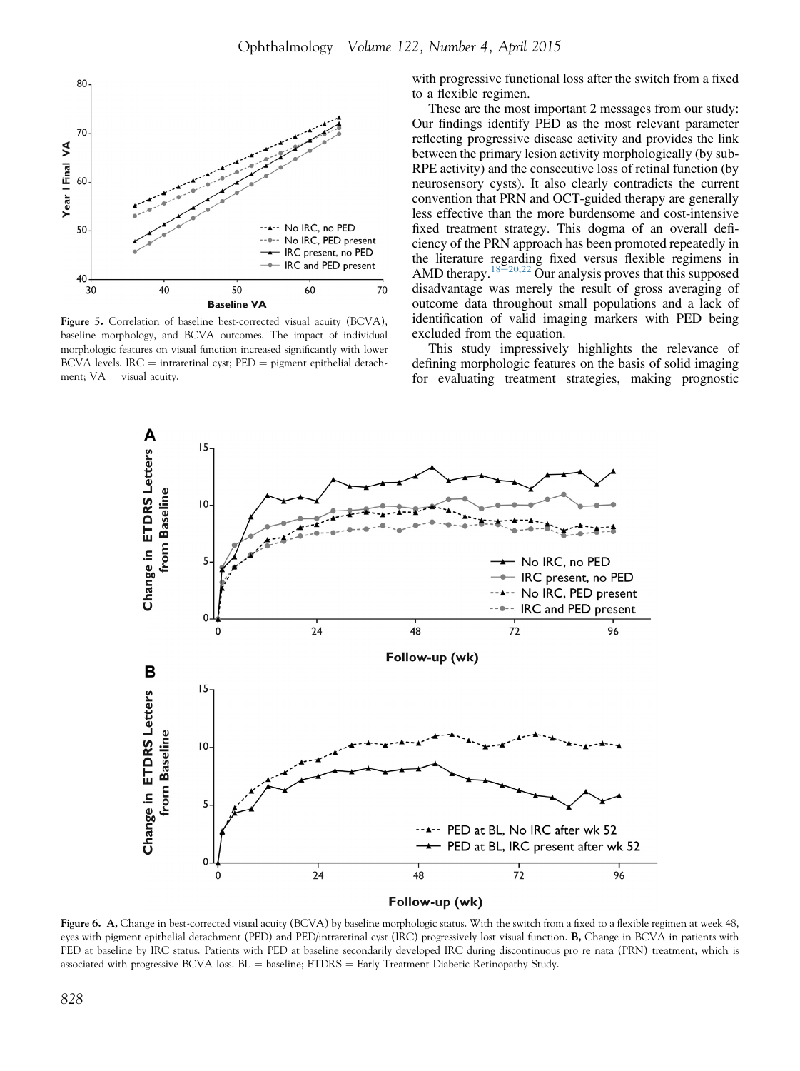80
70
60
50
40
Year 1 Final VA
30
40
50
60
70
Baseline VA
No IRC, no PED
No IRC, PED present
IRC present, no PED
IRC and PED present

Figure 5. Correlation of baseline best-corrected visual acuity (BCVA), baseline morphology, and BCVA outcomes. The impact of individual morphologic features on visual function increased significantly with lower BCVA levels. IRC = intraretinal cyst; PED = pigment epithelial detachment; VA = visual acuity.

with progressive functional loss after the switch from a fixed to a flexible regimen.

These are the most important 2 messages from our study: Our findings identify PED as the most relevant parameter reflecting progressive disease activity and provides the link between the primary lesion activity morphologically (by sub-RPE activity) and the consecutive loss of retinal function (by neurosensory cysts). It also clearly contradicts the current convention that PRN and OCT-guided therapy are generally less effective than the more burdensome and cost-intensive fixed treatment strategy. This dogma of an overall deficiency of the PRN approach has been promoted repeatedly in the literature regarding fixed versus flexible regimens in AMD therapy.[18–20,22] Our analysis proves that this supposed disadvantage was merely the result of gross averaging of outcome data throughout small populations and a lack of identification of valid imaging markers with PED being excluded from the equation.

This study impressively highlights the relevance of defining morphologic features on the basis of solid imaging for evaluating treatment strategies, making prognostic

A
15
10
5
0
Change in ETDRS Letters from Baseline
0
24
48
72
96
Follow-up (wk)
No IRC, no PED
IRC present, no PED
No IRC, PED present
IRC and PED present

B
15
10
5
0
Change in ETDRS Letters from Baseline
0
24
48
72
96
Follow-up (wk)
PED at BL, No IRC after wk 52
PED at BL, IRC present after wk 52

Figure 6. A, Change in best-corrected visual acuity (BCVA) by baseline morphologic status. With the switch from a fixed to a flexible regimen at week 48, eyes with pigment epithelial detachment (PED) and PED/intraretinal cyst (IRC) progressively lost visual function. B, Change in BCVA in patients with PED at baseline by IRC status. Patients with PED at baseline secondarily developed IRC during discontinuous pro re nata (PRN) treatment, which is associated with progressive BCVA loss. BL = baseline; ETDRS = Early Treatment Diabetic Retinopathy Study.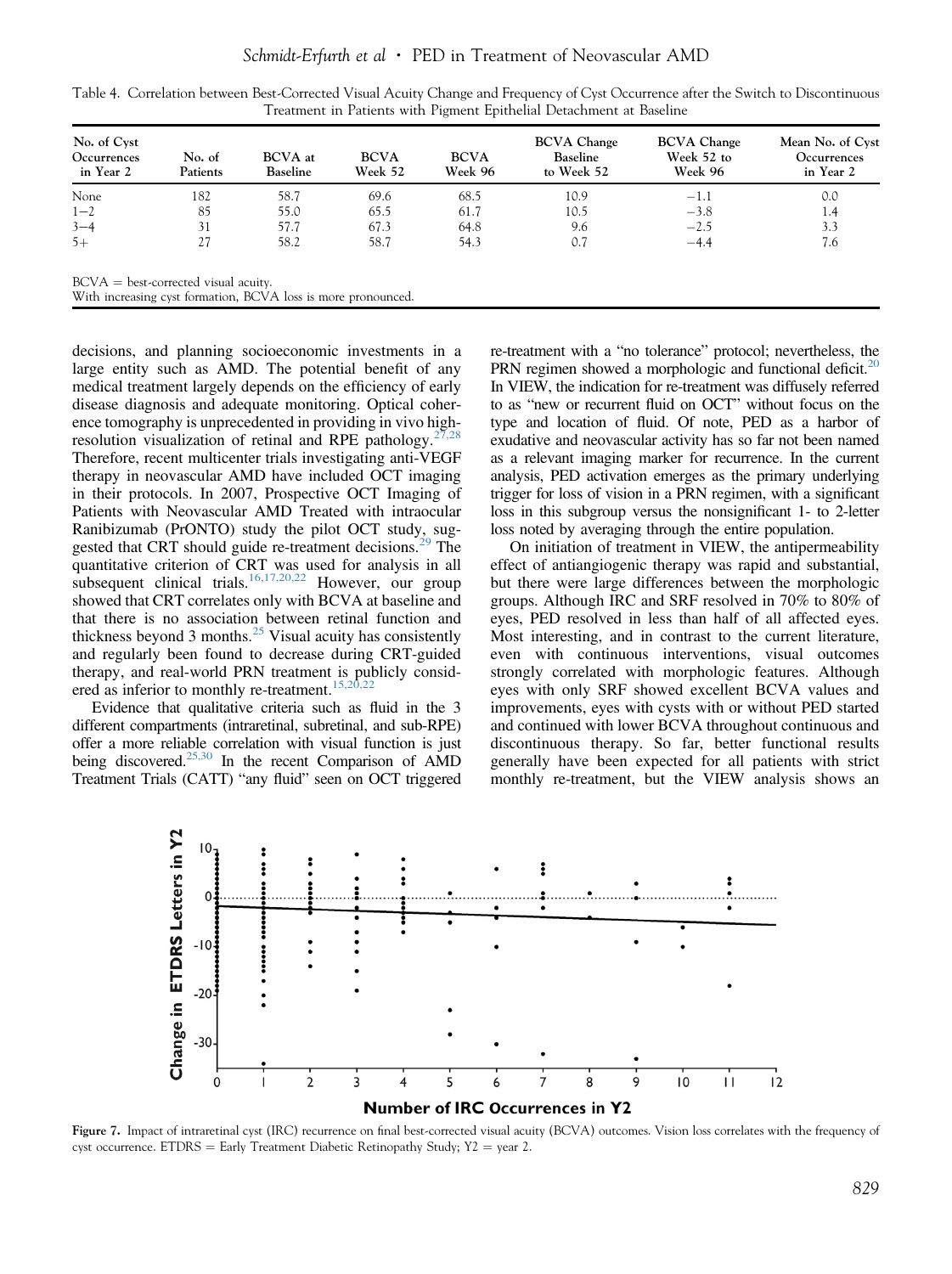Table 4. Correlation between Best-Corrected Visual Acuity Change and Frequency of Cyst Occurrence after the Switch to Discontinuous Treatment in Patients with Pigment Epithelial Detachment at Baseline

| No. of Cyst Occurrences in Year 2 | No. of Patients | BCVA at Baseline | BCVA Week 52 | BCVA Week 96 | BCVA Change Baseline to Week 52 | BCVA Change Week 52 to Week 96 | Mean No. of Cyst Occurrences in Year 2 |
|---|---|---|---|---|---|---|---|
| None | 182 | 58.7 | 69.6 | 68.5 | 10.9 | −1.1 | 0.0 |
| 1−2 | 85 | 55.0 | 65.5 | 61.7 | 10.5 | −3.8 | 1.4 |
| 3−4 | 31 | 57.7 | 67.3 | 64.8 | 9.6 | −2.5 | 3.3 |
| 5+ | 27 | 58.2 | 58.7 | 54.3 | 0.7 | −4.4 | 7.6 |

BCVA = best-corrected visual acuity.
With increasing cyst formation, BCVA loss is more pronounced.

decisions, and planning socioeconomic investments in a large entity such as AMD. The potential benefit of any medical treatment largely depends on the efficiency of early disease diagnosis and adequate monitoring. Optical coherence tomography is unprecedented in providing in vivo high-resolution visualization of retinal and RPE pathology.[27,28] Therefore, recent multicenter trials investigating anti-VEGF therapy in neovascular AMD have included OCT imaging in their protocols. In 2007, Prospective OCT Imaging of Patients with Neovascular AMD Treated with intraocular Ranibizumab (PrONTO) study the pilot OCT study, suggested that CRT should guide re-treatment decisions.[29] The quantitative criterion of CRT was used for analysis in all subsequent clinical trials.[16,17,20,22] However, our group showed that CRT correlates only with BCVA at baseline and that there is no association between retinal function and thickness beyond 3 months.[25] Visual acuity has consistently and regularly been found to decrease during CRT-guided therapy, and real-world PRN treatment is publicly considered as inferior to monthly re-treatment.[15,20,22]

Evidence that qualitative criteria such as fluid in the 3 different compartments (intraretinal, subretinal, and sub-RPE) offer a more reliable correlation with visual function is just being discovered.[25,30] In the recent Comparison of AMD Treatment Trials (CATT) "any fluid" seen on OCT triggered re-treatment with a "no tolerance" protocol; nevertheless, the PRN regimen showed a morphologic and functional deficit.[20] In VIEW, the indication for re-treatment was diffusely referred to as "new or recurrent fluid on OCT" without focus on the type and location of fluid. Of note, PED as a harbor of exudative and neovascular activity has so far not been named as a relevant imaging marker for recurrence. In the current analysis, PED activation emerges as the primary underlying trigger for loss of vision in a PRN regimen, with a significant loss in this subgroup versus the nonsignificant 1- to 2-letter loss noted by averaging through the entire population.

On initiation of treatment in VIEW, the antipermeability effect of antiangiogenic therapy was rapid and substantial, but there were large differences between the morphologic groups. Although IRC and SRF resolved in 70% to 80% of eyes, PED resolved in less than half of all affected eyes. Most interesting, and in contrast to the current literature, even with continuous interventions, visual outcomes strongly correlated with morphologic features. Although eyes with only SRF showed excellent BCVA values and improvements, eyes with cysts with or without PED started and continued with lower BCVA throughout continuous and discontinuous therapy. So far, better functional results generally have been expected for all patients with strict monthly re-treatment, but the VIEW analysis shows an

Change in ETDRS Letters in Y2
10
0
-10
-20
-30
0 1 2 3 4 5 6 7 8 9 10 11 12
Number of IRC Occurrences in Y2

Figure 7. Impact of intraretinal cyst (IRC) recurrence on final best-corrected visual acuity (BCVA) outcomes. Vision loss correlates with the frequency of cyst occurrence. ETDRS = Early Treatment Diabetic Retinopathy Study; Y2 = year 2.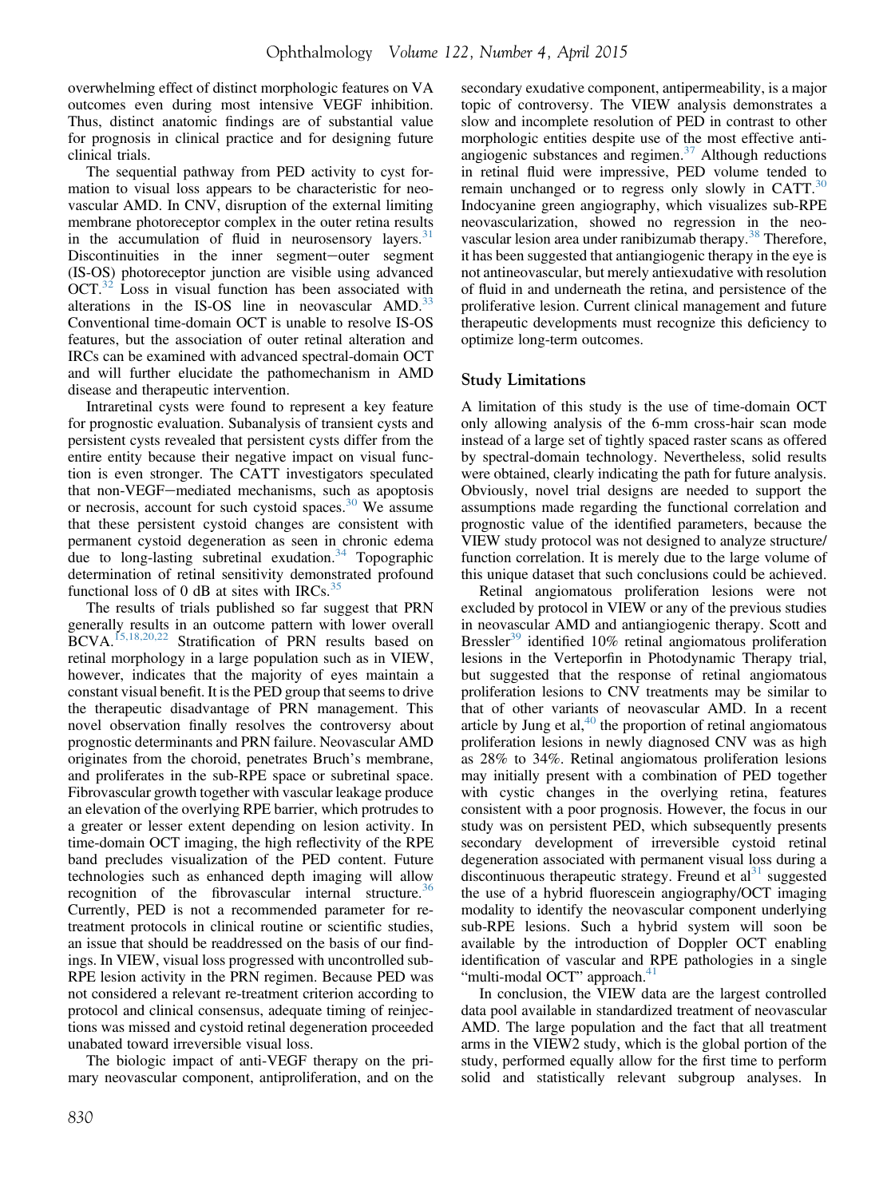overwhelming effect of distinct morphologic features on VA outcomes even during most intensive VEGF inhibition. Thus, distinct anatomic findings are of substantial value for prognosis in clinical practice and for designing future clinical trials.

The sequential pathway from PED activity to cyst formation to visual loss appears to be characteristic for neovascular AMD. In CNV, disruption of the external limiting membrane photoreceptor complex in the outer retina results in the accumulation of fluid in neurosensory layers.[31] Discontinuities in the inner segment–outer segment (IS-OS) photoreceptor junction are visible using advanced OCT.[32] Loss in visual function has been associated with alterations in the IS-OS line in neovascular AMD.[33] Conventional time-domain OCT is unable to resolve IS-OS features, but the association of outer retinal alteration and IRCs can be examined with advanced spectral-domain OCT and will further elucidate the pathomechanism in AMD disease and therapeutic intervention.

Intraretinal cysts were found to represent a key feature for prognostic evaluation. Subanalysis of transient cysts and persistent cysts revealed that persistent cysts differ from the entire entity because their negative impact on visual function is even stronger. The CATT investigators speculated that non-VEGF–mediated mechanisms, such as apoptosis or necrosis, account for such cystoid spaces.[30] We assume that these persistent cystoid changes are consistent with permanent cystoid degeneration as seen in chronic edema due to long-lasting subretinal exudation.[34] Topographic determination of retinal sensitivity demonstrated profound functional loss of 0 dB at sites with IRCs.[35]

The results of trials published so far suggest that PRN generally results in an outcome pattern with lower overall BCVA.[15,18,20,22] Stratification of PRN results based on retinal morphology in a large population such as in VIEW, however, indicates that the majority of eyes maintain a constant visual benefit. It is the PED group that seems to drive the therapeutic disadvantage of PRN management. This novel observation finally resolves the controversy about prognostic determinants and PRN failure. Neovascular AMD originates from the choroid, penetrates Bruch's membrane, and proliferates in the sub-RPE space or subretinal space. Fibrovascular growth together with vascular leakage produce an elevation of the overlying RPE barrier, which protrudes to a greater or lesser extent depending on lesion activity. In time-domain OCT imaging, the high reflectivity of the RPE band precludes visualization of the PED content. Future technologies such as enhanced depth imaging will allow recognition of the fibrovascular internal structure.[36] Currently, PED is not a recommended parameter for retreatment protocols in clinical routine or scientific studies, an issue that should be readdressed on the basis of our findings. In VIEW, visual loss progressed with uncontrolled sub-RPE lesion activity in the PRN regimen. Because PED was not considered a relevant re-treatment criterion according to protocol and clinical consensus, adequate timing of reinjections was missed and cystoid retinal degeneration proceeded unabated toward irreversible visual loss.

The biologic impact of anti-VEGF therapy on the primary neovascular component, antiproliferation, and on the secondary exudative component, antipermeability, is a major topic of controversy. The VIEW analysis demonstrates a slow and incomplete resolution of PED in contrast to other morphologic entities despite use of the most effective anti-angiogenic substances and regimen.[37] Although reductions in retinal fluid were impressive, PED volume tended to remain unchanged or to regress only slowly in CATT.[30] Indocyanine green angiography, which visualizes sub-RPE neovascularization, showed no regression in the neovascular lesion area under ranibizumab therapy.[38] Therefore, it has been suggested that antiangiogenic therapy in the eye is not antineovascular, but merely antiexudative with resolution of fluid in and underneath the retina, and persistence of the proliferative lesion. Current clinical management and future therapeutic developments must recognize this deficiency to optimize long-term outcomes.

## Study Limitations

A limitation of this study is the use of time-domain OCT only allowing analysis of the 6-mm cross-hair scan mode instead of a large set of tightly spaced raster scans as offered by spectral-domain technology. Nevertheless, solid results were obtained, clearly indicating the path for future analysis. Obviously, novel trial designs are needed to support the assumptions made regarding the functional correlation and prognostic value of the identified parameters, because the VIEW study protocol was not designed to analyze structure/function correlation. It is merely due to the large volume of this unique dataset that such conclusions could be achieved.

Retinal angiomatous proliferation lesions were not excluded by protocol in VIEW or any of the previous studies in neovascular AMD and antiangiogenic therapy. Scott and Bressler[39] identified 10% retinal angiomatous proliferation lesions in the Verteporfin in Photodynamic Therapy trial, but suggested that the response of retinal angiomatous proliferation lesions to CNV treatments may be similar to that of other variants of neovascular AMD. In a recent article by Jung et al,[40] the proportion of retinal angiomatous proliferation lesions in newly diagnosed CNV was as high as 28% to 34%. Retinal angiomatous proliferation lesions may initially present with a combination of PED together with cystic changes in the overlying retina, features consistent with a poor prognosis. However, the focus in our study was on persistent PED, which subsequently presents secondary development of irreversible cystoid retinal degeneration associated with permanent visual loss during a discontinuous therapeutic strategy. Freund et al[31] suggested the use of a hybrid fluorescein angiography/OCT imaging modality to identify the neovascular component underlying sub-RPE lesions. Such a hybrid system will soon be available by the introduction of Doppler OCT enabling identification of vascular and RPE pathologies in a single "multi-modal OCT" approach.[41]

In conclusion, the VIEW data are the largest controlled data pool available in standardized treatment of neovascular AMD. The large population and the fact that all treatment arms in the VIEW2 study, which is the global portion of the study, performed equally allow for the first time to perform solid and statistically relevant subgroup analyses. In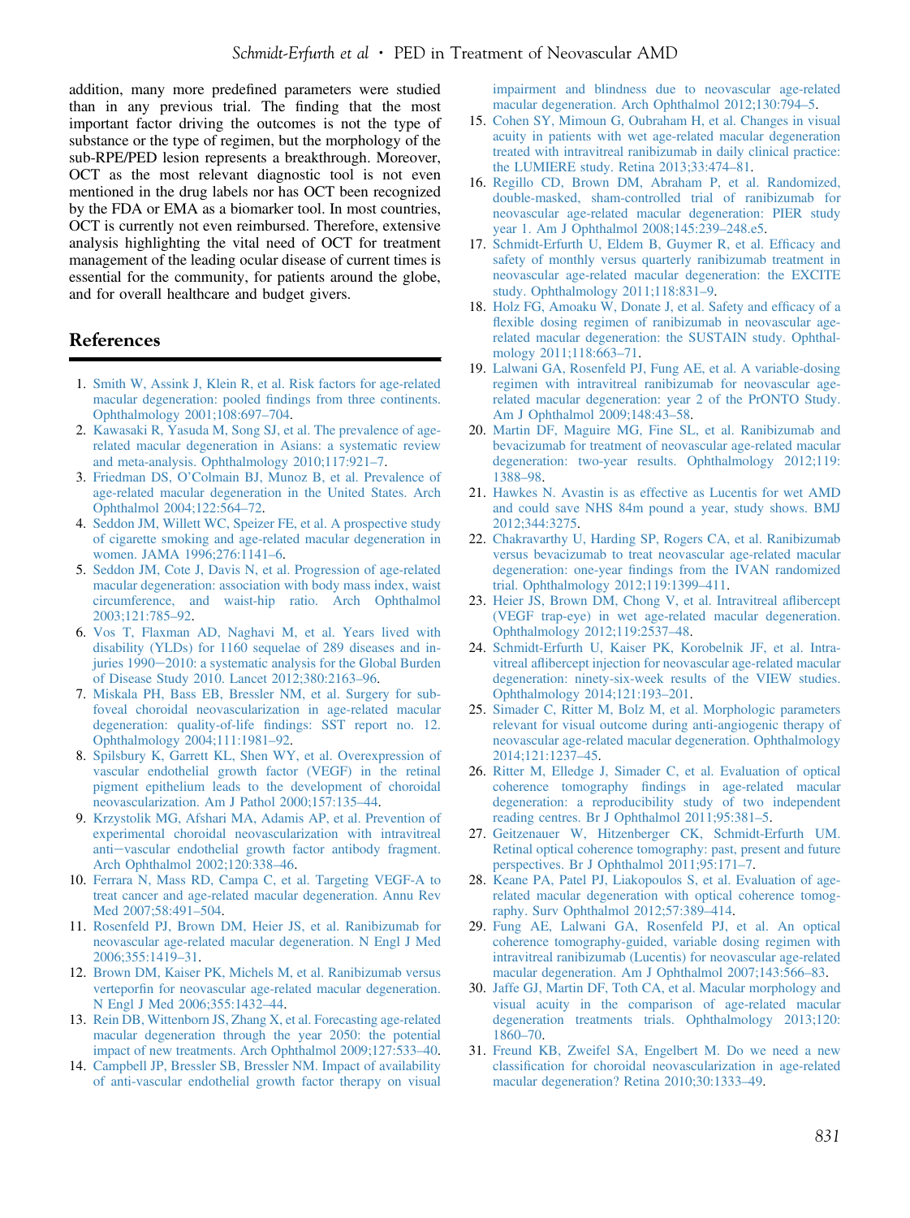addition, many more predefined parameters were studied than in any previous trial. The finding that the most important factor driving the outcomes is not the type of substance or the type of regimen, but the morphology of the sub-RPE/PED lesion represents a breakthrough. Moreover, OCT as the most relevant diagnostic tool is not even mentioned in the drug labels nor has OCT been recognized by the FDA or EMA as a biomarker tool. In most countries, OCT is currently not even reimbursed. Therefore, extensive analysis highlighting the vital need of OCT for treatment management of the leading ocular disease of current times is essential for the community, for patients around the globe, and for overall healthcare and budget givers.

## References

1. Smith W, Assink J, Klein R, et al. Risk factors for age-related macular degeneration: pooled findings from three continents. Ophthalmology 2001;108:697–704.
2. Kawasaki R, Yasuda M, Song SJ, et al. The prevalence of age-related macular degeneration in Asians: a systematic review and meta-analysis. Ophthalmology 2010;117:921–7.
3. Friedman DS, O'Colmain BJ, Munoz B, et al. Prevalence of age-related macular degeneration in the United States. Arch Ophthalmol 2004;122:564–72.
4. Seddon JM, Willett WC, Speizer FE, et al. A prospective study of cigarette smoking and age-related macular degeneration in women. JAMA 1996;276:1141–6.
5. Seddon JM, Cote J, Davis N, et al. Progression of age-related macular degeneration: association with body mass index, waist circumference, and waist-hip ratio. Arch Ophthalmol 2003;121:785–92.
6. Vos T, Flaxman AD, Naghavi M, et al. Years lived with disability (YLDs) for 1160 sequelae of 289 diseases and injuries 1990−2010: a systematic analysis for the Global Burden of Disease Study 2010. Lancet 2012;380:2163–96.
7. Miskala PH, Bass EB, Bressler NM, et al. Surgery for subfoveal choroidal neovascularization in age-related macular degeneration: quality-of-life findings: SST report no. 12. Ophthalmology 2004;111:1981–92.
8. Spilsbury K, Garrett KL, Shen WY, et al. Overexpression of vascular endothelial growth factor (VEGF) in the retinal pigment epithelium leads to the development of choroidal neovascularization. Am J Pathol 2000;157:135–44.
9. Krzystolik MG, Afshari MA, Adamis AP, et al. Prevention of experimental choroidal neovascularization with intravitreal anti−vascular endothelial growth factor antibody fragment. Arch Ophthalmol 2002;120:338–46.
10. Ferrara N, Mass RD, Campa C, et al. Targeting VEGF-A to treat cancer and age-related macular degeneration. Annu Rev Med 2007;58:491–504.
11. Rosenfeld PJ, Brown DM, Heier JS, et al. Ranibizumab for neovascular age-related macular degeneration. N Engl J Med 2006;355:1419–31.
12. Brown DM, Kaiser PK, Michels M, et al. Ranibizumab versus verteporfin for neovascular age-related macular degeneration. N Engl J Med 2006;355:1432–44.
13. Rein DB, Wittenborn JS, Zhang X, et al. Forecasting age-related macular degeneration through the year 2050: the potential impact of new treatments. Arch Ophthalmol 2009;127:533–40.
14. Campbell JP, Bressler SB, Bressler NM. Impact of availability of anti-vascular endothelial growth factor therapy on visual impairment and blindness due to neovascular age-related macular degeneration. Arch Ophthalmol 2012;130:794–5.
15. Cohen SY, Mimoun G, Oubraham H, et al. Changes in visual acuity in patients with wet age-related macular degeneration treated with intravitreal ranibizumab in daily clinical practice: the LUMIERE study. Retina 2013;33:474–81.
16. Regillo CD, Brown DM, Abraham P, et al. Randomized, double-masked, sham-controlled trial of ranibizumab for neovascular age-related macular degeneration: PIER study year 1. Am J Ophthalmol 2008;145:239–248.e5.
17. Schmidt-Erfurth U, Eldem B, Guymer R, et al. Efficacy and safety of monthly versus quarterly ranibizumab treatment in neovascular age-related macular degeneration: the EXCITE study. Ophthalmology 2011;118:831–9.
18. Holz FG, Amoaku W, Donate J, et al. Safety and efficacy of a flexible dosing regimen of ranibizumab in neovascular age-related macular degeneration: the SUSTAIN study. Ophthalmology 2011;118:663–71.
19. Lalwani GA, Rosenfeld PJ, Fung AE, et al. A variable-dosing regimen with intravitreal ranibizumab for neovascular age-related macular degeneration: year 2 of the PrONTO Study. Am J Ophthalmol 2009;148:43–58.
20. Martin DF, Maguire MG, Fine SL, et al. Ranibizumab and bevacizumab for treatment of neovascular age-related macular degeneration: two-year results. Ophthalmology 2012;119:1388–98.
21. Hawkes N. Avastin is as effective as Lucentis for wet AMD and could save NHS 84m pound a year, study shows. BMJ 2012;344:3275.
22. Chakravarthy U, Harding SP, Rogers CA, et al. Ranibizumab versus bevacizumab to treat neovascular age-related macular degeneration: one-year findings from the IVAN randomized trial. Ophthalmology 2012;119:1399–411.
23. Heier JS, Brown DM, Chong V, et al. Intravitreal aflibercept (VEGF trap-eye) in wet age-related macular degeneration. Ophthalmology 2012;119:2537–48.
24. Schmidt-Erfurth U, Kaiser PK, Korobelnik JF, et al. Intravitreal aflibercept injection for neovascular age-related macular degeneration: ninety-six-week results of the VIEW studies. Ophthalmology 2014;121:193–201.
25. Simader C, Ritter M, Bolz M, et al. Morphologic parameters relevant for visual outcome during anti-angiogenic therapy of neovascular age-related macular degeneration. Ophthalmology 2014;121:1237–45.
26. Ritter M, Elledge J, Simader C, et al. Evaluation of optical coherence tomography findings in age-related macular degeneration: a reproducibility study of two independent reading centres. Br J Ophthalmol 2011;95:381–5.
27. Geitzenauer W, Hitzenberger CK, Schmidt-Erfurth UM. Retinal optical coherence tomography: past, present and future perspectives. Br J Ophthalmol 2011;95:171–7.
28. Keane PA, Patel PJ, Liakopoulos S, et al. Evaluation of age-related macular degeneration with optical coherence tomography. Surv Ophthalmol 2012;57:389–414.
29. Fung AE, Lalwani GA, Rosenfeld PJ, et al. An optical coherence tomography-guided, variable dosing regimen with intravitreal ranibizumab (Lucentis) for neovascular age-related macular degeneration. Am J Ophthalmol 2007;143:566–83.
30. Jaffe GJ, Martin DF, Toth CA, et al. Macular morphology and visual acuity in the comparison of age-related macular degeneration treatments trials. Ophthalmology 2013;120:1860–70.
31. Freund KB, Zweifel SA, Engelbert M. Do we need a new classification for choroidal neovascularization in age-related macular degeneration? Retina 2010;30:1333–49.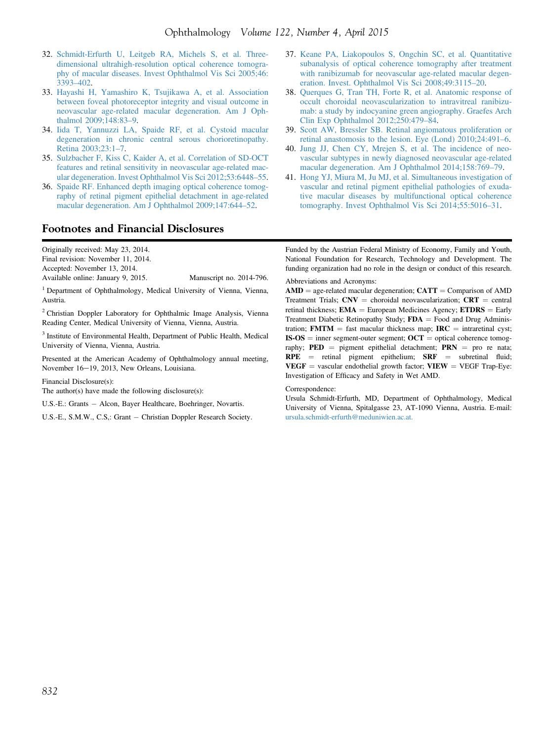32. Schmidt-Erfurth U, Leitgeb RA, Michels S, et al. Three-dimensional ultrahigh-resolution optical coherence tomography of macular diseases. Invest Ophthalmol Vis Sci 2005;46: 3393–402.
33. Hayashi H, Yamashiro K, Tsujikawa A, et al. Association between foveal photoreceptor integrity and visual outcome in neovascular age-related macular degeneration. Am J Ophthalmol 2009;148:83–9.
34. Iida T, Yannuzzi LA, Spaide RF, et al. Cystoid macular degeneration in chronic central serous chorioretinopathy. Retina 2003;23:1–7.
35. Sulzbacher F, Kiss C, Kaider A, et al. Correlation of SD-OCT features and retinal sensitivity in neovascular age-related macular degeneration. Invest Ophthalmol Vis Sci 2012;53:6448–55.
36. Spaide RF. Enhanced depth imaging optical coherence tomography of retinal pigment epithelial detachment in age-related macular degeneration. Am J Ophthalmol 2009;147:644–52.
37. Keane PA, Liakopoulos S, Ongchin SC, et al. Quantitative subanalysis of optical coherence tomography after treatment with ranibizumab for neovascular age-related macular degeneration. Invest. Ophthalmol Vis Sci 2008;49:3115–20.
38. Querques G, Tran TH, Forte R, et al. Anatomic response of occult choroidal neovascularization to intravitreal ranibizumab: a study by indocyanine green angiography. Graefes Arch Clin Exp Ophthalmol 2012;250:479–84.
39. Scott AW, Bressler SB. Retinal angiomatous proliferation or retinal anastomosis to the lesion. Eye (Lond) 2010;24:491–6.
40. Jung JJ, Chen CY, Mrejen S, et al. The incidence of neovascular subtypes in newly diagnosed neovascular age-related macular degeneration. Am J Ophthalmol 2014;158:769–79.
41. Hong YJ, Miura M, Ju MJ, et al. Simultaneous investigation of vascular and retinal pigment epithelial pathologies of exudative macular diseases by multifunctional optical coherence tomography. Invest Ophthalmol Vis Sci 2014;55:5016–31.

## Footnotes and Financial Disclosures

Originally received: May 23, 2014.
Final revision: November 11, 2014.
Accepted: November 13, 2014.
Available online: January 9, 2015. Manuscript no. 2014-796.

[1] Department of Ophthalmology, Medical University of Vienna, Vienna, Austria.

[2] Christian Doppler Laboratory for Ophthalmic Image Analysis, Vienna Reading Center, Medical University of Vienna, Vienna, Austria.

[3] Institute of Environmental Health, Department of Public Health, Medical University of Vienna, Vienna, Austria.

Presented at the American Academy of Ophthalmology annual meeting, November 16–19, 2013, New Orleans, Louisiana.

Financial Disclosure(s):
The author(s) have made the following disclosure(s):

U.S.-E.: Grants – Alcon, Bayer Healthcare, Boehringer, Novartis.

U.S.-E., S.M.W., C.S,: Grant – Christian Doppler Research Society.

Funded by the Austrian Federal Ministry of Economy, Family and Youth, National Foundation for Research, Technology and Development. The funding organization had no role in the design or conduct of this research.

Abbreviations and Acronyms:
**AMD** = age-related macular degeneration; **CATT** = Comparison of AMD Treatment Trials; **CNV** = choroidal neovascularization; **CRT** = central retinal thickness; **EMA** = European Medicines Agency; **ETDRS** = Early Treatment Diabetic Retinopathy Study; **FDA** = Food and Drug Administration; **FMTM** = fast macular thickness map; **IRC** = intraretinal cyst; **IS-OS** = inner segment-outer segment; **OCT** = optical coherence tomography; **PED** = pigment epithelial detachment; **PRN** = pro re nata; **RPE** = retinal pigment epithelium; **SRF** = subretinal fluid; **VEGF** = vascular endothelial growth factor; **VIEW** = VEGF Trap-Eye: Investigation of Efficacy and Safety in Wet AMD.

Correspondence:
Ursula Schmidt-Erfurth, MD, Department of Ophthalmology, Medical University of Vienna, Spitalgasse 23, AT-1090 Vienna, Austria. E-mail: ursula.schmidt-erfurth@meduniwien.ac.at.